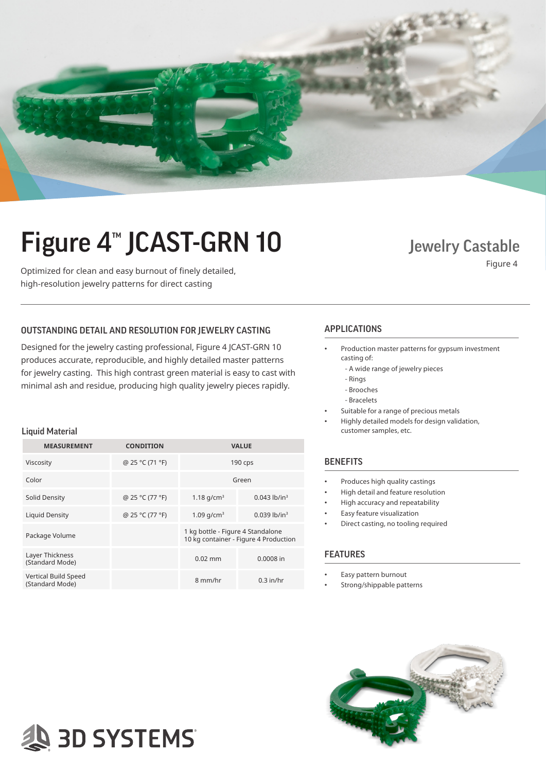# Figure 4™ JCAST-GRN 10

Optimized for clean and easy burnout of finely detailed, high-resolution jewelry patterns for direct casting

## Jewelry Castable

Figure 4

### OUTSTANDING DETAIL AND RESOLUTION FOR JEWELRY CASTING

Designed for the jewelry casting professional, Figure 4 JCAST-GRN 10 produces accurate, reproducible, and highly detailed master patterns for jewelry casting. This high contrast green material is easy to cast with minimal ash and residue, producing high quality jewelry pieces rapidly.

### Liquid Material

| MEASUREMENT | CONDITION | VALUE | |
|---|---|---|---|
| Viscosity | @ 25 °C (71 °F) | 190 cps | |
| Color | | Green | |
| Solid Density | @ 25 °C (77 °F) | 1.18 g/cm³ | 0.043 lb/in³ |
| Liquid Density | @ 25 °C (77 °F) | 1.09 g/cm³ | 0.039 lb/in³ |
| Package Volume | | 1 kg bottle - Figure 4 Standalone<br>10 kg container - Figure 4 Production | |
| Layer Thickness (Standard Mode) | | 0.02 mm | 0.0008 in |
| Vertical Build Speed (Standard Mode) | | 8 mm/hr | 0.3 in/hr |

### APPLICATIONS

- Production master patterns for gypsum investment casting of:
  - A wide range of jewelry pieces
  - Rings
  - Brooches
  - Bracelets
- Suitable for a range of precious metals
- Highly detailed models for design validation, customer samples, etc.

### BENEFITS

- Produces high quality castings
- High detail and feature resolution
- High accuracy and repeatability
- Easy feature visualization
- Direct casting, no tooling required

### FEATURES

- Easy pattern burnout
- Strong/shippable patterns

3D SYSTEMS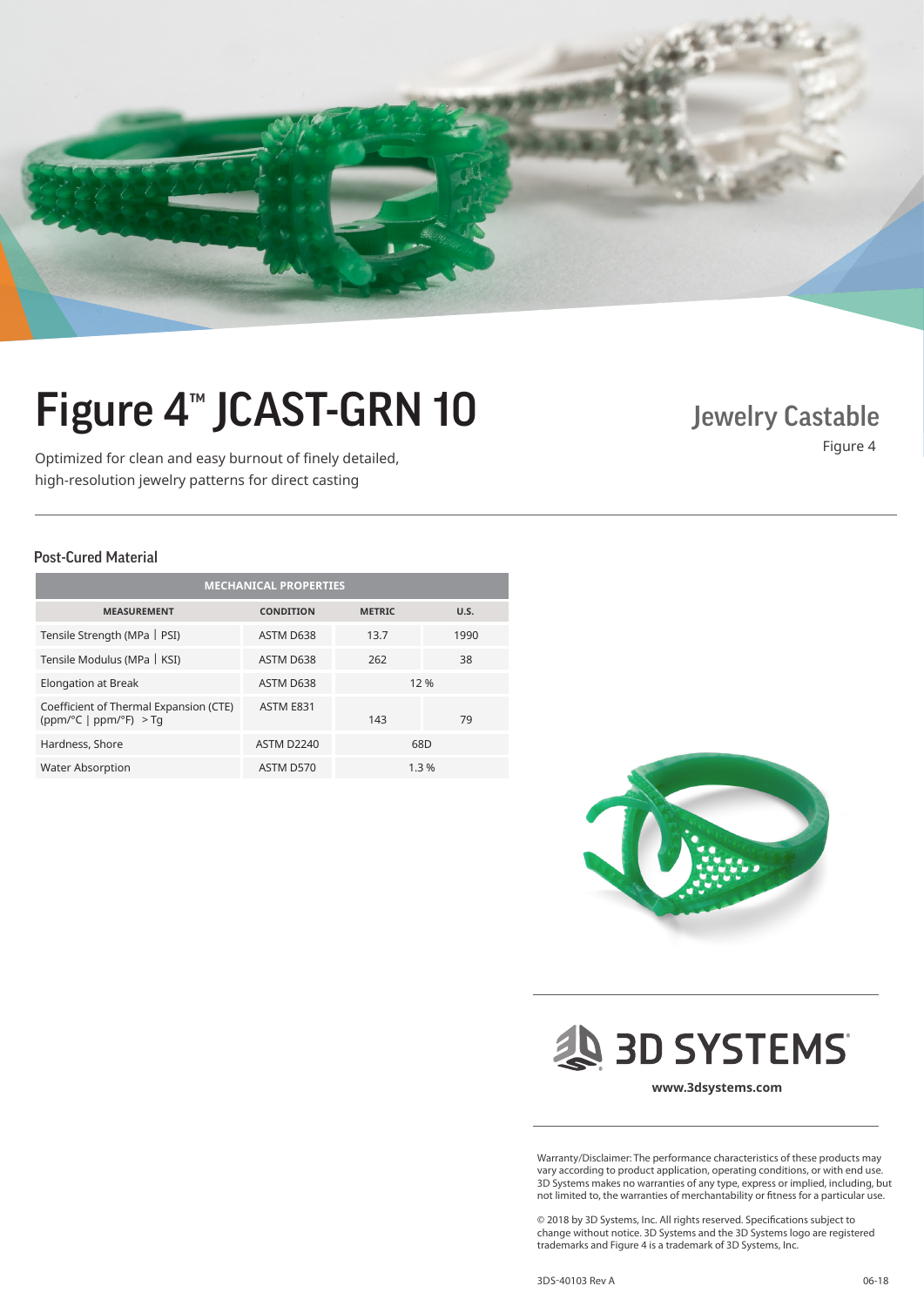# Figure 4™ JCAST-GRN 10

Optimized for clean and easy burnout of finely detailed, high-resolution jewelry patterns for direct casting

Jewelry Castable

Figure 4

## Post-Cured Material

| MECHANICAL PROPERTIES | | | |
| --- | --- | --- | --- |
| MEASUREMENT | CONDITION | METRIC | U.S. |
| Tensile Strength (MPa \| PSI) | ASTM D638 | 13.7 | 1990 |
| Tensile Modulus (MPa \| KSI) | ASTM D638 | 262 | 38 |
| Elongation at Break | ASTM D638 | 12 % | |
| Coefficient of Thermal Expansion (CTE) (ppm/°C \| ppm/°F) > Tg | ASTM E831 | 143 | 79 |
| Hardness, Shore | ASTM D2240 | 68D | |
| Water Absorption | ASTM D570 | 1.3 % | |

3D SYSTEMS

www.3dsystems.com

Warranty/Disclaimer: The performance characteristics of these products may vary according to product application, operating conditions, or with end use. 3D Systems makes no warranties of any type, express or implied, including, but not limited to, the warranties of merchantability or fitness for a particular use.

© 2018 by 3D Systems, Inc. All rights reserved. Specifications subject to change without notice. 3D Systems and the 3D Systems logo are registered trademarks and Figure 4 is a trademark of 3D Systems, Inc.

3DS-40103 Rev A 06-18